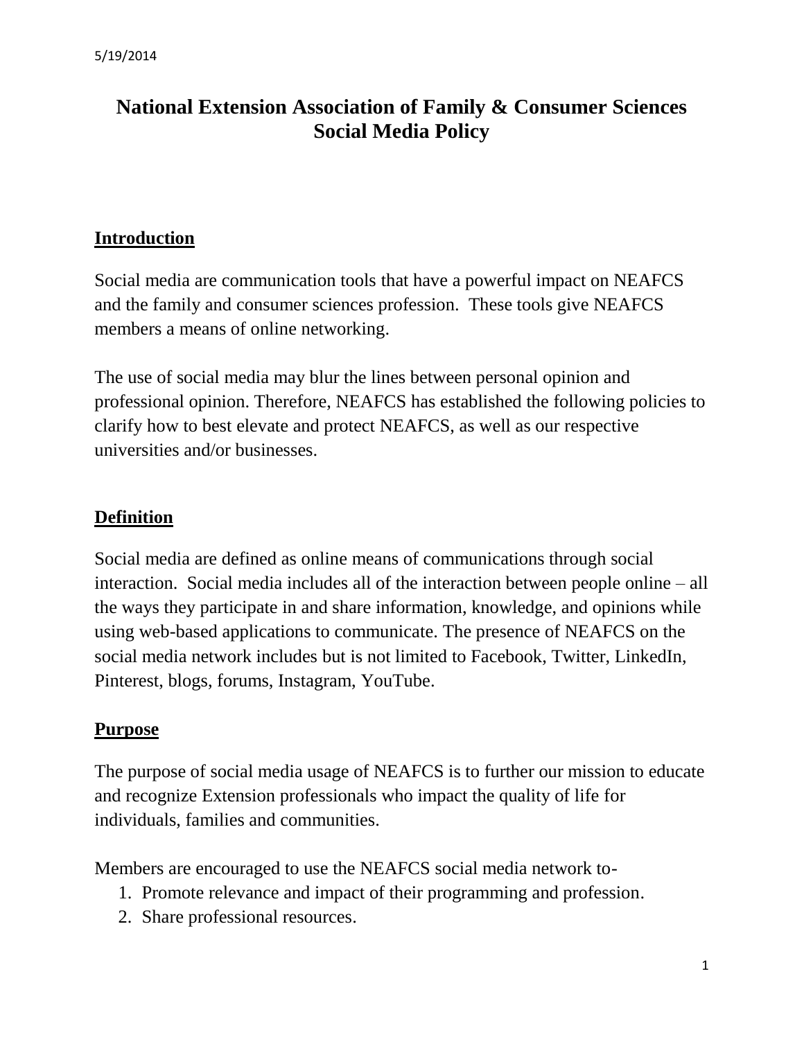# National Extension Association of Family & Consumer Sciences Social Media Policy

## Introduction

Social media are communication tools that have a powerful impact on NEAFCS and the family and consumer sciences profession. These tools give NEAFCS members a means of online networking.

The use of social media may blur the lines between personal opinion and professional opinion. Therefore, NEAFCS has established the following policies to clarify how to best elevate and protect NEAFCS, as well as our respective universities and/or businesses.

## Definition

Social media are defined as online means of communications through social interaction. Social media includes all of the interaction between people online – all the ways they participate in and share information, knowledge, and opinions while using web-based applications to communicate. The presence of NEAFCS on the social media network includes but is not limited to Facebook, Twitter, LinkedIn, Pinterest, blogs, forums, Instagram, YouTube.

## Purpose

The purpose of social media usage of NEAFCS is to further our mission to educate and recognize Extension professionals who impact the quality of life for individuals, families and communities.

Members are encouraged to use the NEAFCS social media network to-

1. Promote relevance and impact of their programming and profession.
2. Share professional resources.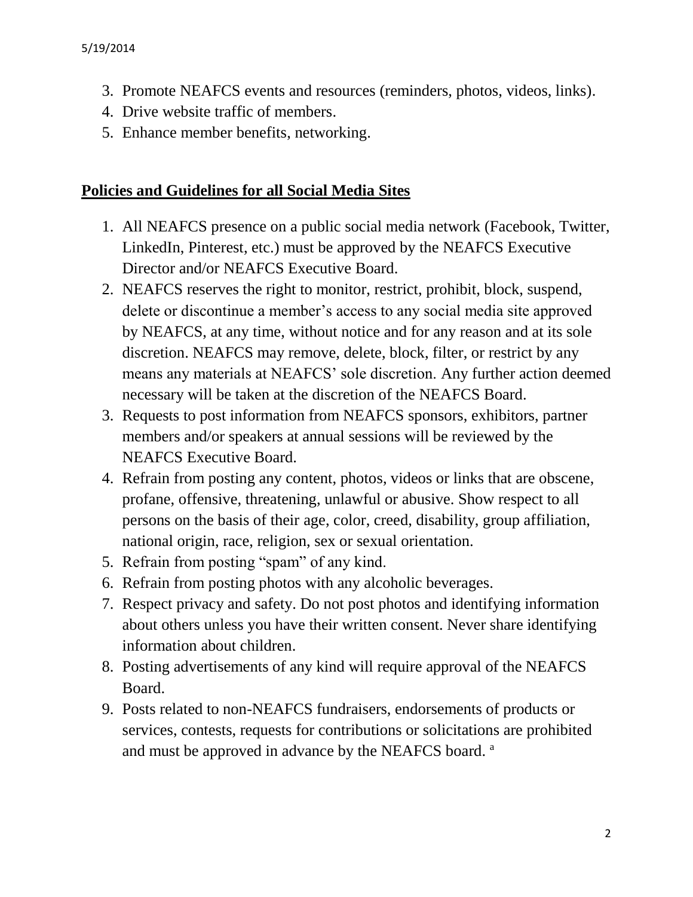3. Promote NEAFCS events and resources (reminders, photos, videos, links).
4. Drive website traffic of members.
5. Enhance member benefits, networking.

## **Policies and Guidelines for all Social Media Sites**

1. All NEAFCS presence on a public social media network (Facebook, Twitter, LinkedIn, Pinterest, etc.) must be approved by the NEAFCS Executive Director and/or NEAFCS Executive Board.
2. NEAFCS reserves the right to monitor, restrict, prohibit, block, suspend, delete or discontinue a member's access to any social media site approved by NEAFCS, at any time, without notice and for any reason and at its sole discretion. NEAFCS may remove, delete, block, filter, or restrict by any means any materials at NEAFCS' sole discretion. Any further action deemed necessary will be taken at the discretion of the NEAFCS Board.
3. Requests to post information from NEAFCS sponsors, exhibitors, partner members and/or speakers at annual sessions will be reviewed by the NEAFCS Executive Board.
4. Refrain from posting any content, photos, videos or links that are obscene, profane, offensive, threatening, unlawful or abusive. Show respect to all persons on the basis of their age, color, creed, disability, group affiliation, national origin, race, religion, sex or sexual orientation.
5. Refrain from posting "spam" of any kind.
6. Refrain from posting photos with any alcoholic beverages.
7. Respect privacy and safety. Do not post photos and identifying information about others unless you have their written consent. Never share identifying information about children.
8. Posting advertisements of any kind will require approval of the NEAFCS Board.
9. Posts related to non-NEAFCS fundraisers, endorsements of products or services, contests, requests for contributions or solicitations are prohibited and must be approved in advance by the NEAFCS board. [a]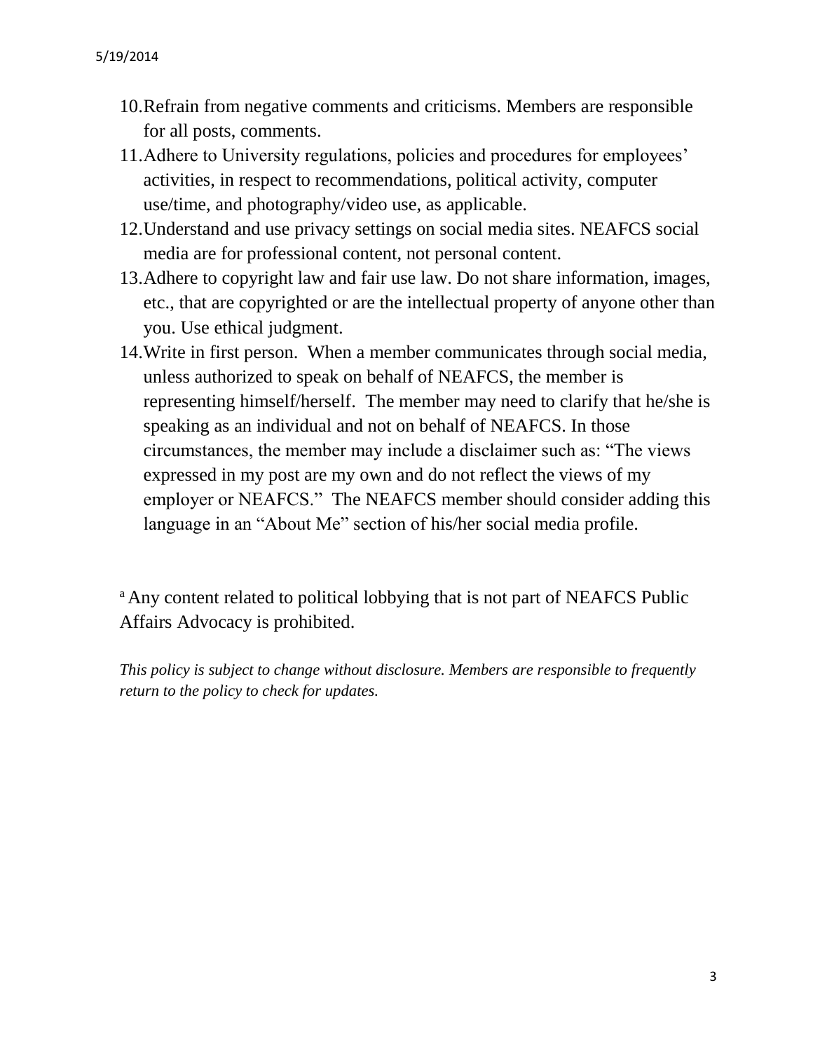10. Refrain from negative comments and criticisms. Members are responsible for all posts, comments.
11. Adhere to University regulations, policies and procedures for employees' activities, in respect to recommendations, political activity, computer use/time, and photography/video use, as applicable.
12. Understand and use privacy settings on social media sites. NEAFCS social media are for professional content, not personal content.
13. Adhere to copyright law and fair use law. Do not share information, images, etc., that are copyrighted or are the intellectual property of anyone other than you. Use ethical judgment.
14. Write in first person. When a member communicates through social media, unless authorized to speak on behalf of NEAFCS, the member is representing himself/herself. The member may need to clarify that he/she is speaking as an individual and not on behalf of NEAFCS. In those circumstances, the member may include a disclaimer such as: "The views expressed in my post are my own and do not reflect the views of my employer or NEAFCS." The NEAFCS member should consider adding this language in an "About Me" section of his/her social media profile.

[a] Any content related to political lobbying that is not part of NEAFCS Public Affairs Advocacy is prohibited.

*This policy is subject to change without disclosure. Members are responsible to frequently return to the policy to check for updates.*